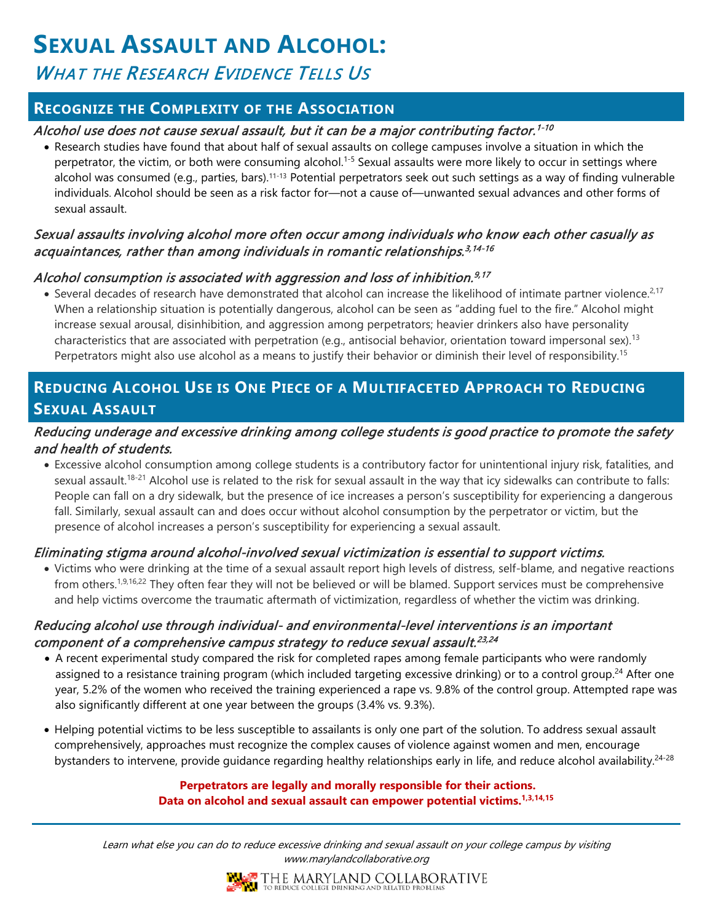# Sexual Assault and Alcohol:

## *What the Research Evidence Tells Us*

## Recognize the Complexity of the Association

### *Alcohol use does not cause sexual assault, but it can be a major contributing factor.*[1-10]

- Research studies have found that about half of sexual assaults on college campuses involve a situation in which the perpetrator, the victim, or both were consuming alcohol.[1-5] Sexual assaults were more likely to occur in settings where alcohol was consumed (e.g., parties, bars).[11-13] Potential perpetrators seek out such settings as a way of finding vulnerable individuals. Alcohol should be seen as a risk factor for—not a cause of—unwanted sexual advances and other forms of sexual assault.

### *Sexual assaults involving alcohol more often occur among individuals who know each other casually as acquaintances, rather than among individuals in romantic relationships.*[3,14-16]

### *Alcohol consumption is associated with aggression and loss of inhibition.*[9,17]

- Several decades of research have demonstrated that alcohol can increase the likelihood of intimate partner violence.[2,17] When a relationship situation is potentially dangerous, alcohol can be seen as "adding fuel to the fire." Alcohol might increase sexual arousal, disinhibition, and aggression among perpetrators; heavier drinkers also have personality characteristics that are associated with perpetration (e.g., antisocial behavior, orientation toward impersonal sex).[13] Perpetrators might also use alcohol as a means to justify their behavior or diminish their level of responsibility.[15]

## Reducing Alcohol Use is One Piece of a Multifaceted Approach to Reducing Sexual Assault

### *Reducing underage and excessive drinking among college students is good practice to promote the safety and health of students.*

- Excessive alcohol consumption among college students is a contributory factor for unintentional injury risk, fatalities, and sexual assault.[18-21] Alcohol use is related to the risk for sexual assault in the way that icy sidewalks can contribute to falls: People can fall on a dry sidewalk, but the presence of ice increases a person's susceptibility for experiencing a dangerous fall. Similarly, sexual assault can and does occur without alcohol consumption by the perpetrator or victim, but the presence of alcohol increases a person's susceptibility for experiencing a sexual assault.

### *Eliminating stigma around alcohol-involved sexual victimization is essential to support victims.*

- Victims who were drinking at the time of a sexual assault report high levels of distress, self-blame, and negative reactions from others.[1,9,16,22] They often fear they will not be believed or will be blamed. Support services must be comprehensive and help victims overcome the traumatic aftermath of victimization, regardless of whether the victim was drinking.

### *Reducing alcohol use through individual- and environmental-level interventions is an important component of a comprehensive campus strategy to reduce sexual assault.*[23,24]

- A recent experimental study compared the risk for completed rapes among female participants who were randomly assigned to a resistance training program (which included targeting excessive drinking) or to a control group.[24] After one year, 5.2% of the women who received the training experienced a rape vs. 9.8% of the control group. Attempted rape was also significantly different at one year between the groups (3.4% vs. 9.3%).

- Helping potential victims to be less susceptible to assailants is only one part of the solution. To address sexual assault comprehensively, approaches must recognize the complex causes of violence against women and men, encourage bystanders to intervene, provide guidance regarding healthy relationships early in life, and reduce alcohol availability.[24-28]

**Perpetrators are legally and morally responsible for their actions.**
**Data on alcohol and sexual assault can empower potential victims.[1,3,14,15]**

---

*Learn what else you can do to reduce excessive drinking and sexual assault on your college campus by visiting www.marylandcollaborative.org*

THE MARYLAND COLLABORATIVE
TO REDUCE COLLEGE DRINKING AND RELATED PROBLEMS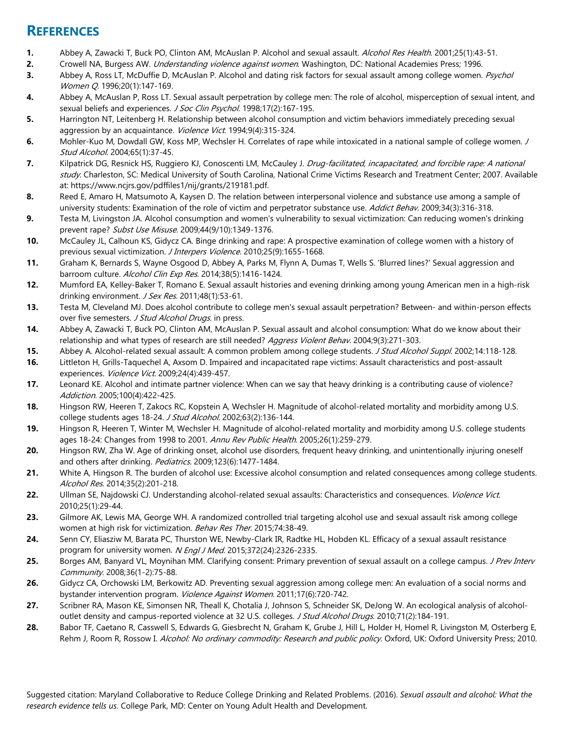## References

1. Abbey A, Zawacki T, Buck PO, Clinton AM, McAuslan P. Alcohol and sexual assault. *Alcohol Res Health.* 2001;25(1):43-51.
2. Crowell NA, Burgess AW. *Understanding violence against women*. Washington, DC: National Academies Press; 1996.
3. Abbey A, Ross LT, McDuffie D, McAuslan P. Alcohol and dating risk factors for sexual assault among college women. *Psychol Women Q*. 1996;20(1):147-169.
4. Abbey A, McAuslan P, Ross LT. Sexual assault perpetration by college men: The role of alcohol, misperception of sexual intent, and sexual beliefs and experiences. *J Soc Clin Psychol.* 1998;17(2):167-195.
5. Harrington NT, Leitenberg H. Relationship between alcohol consumption and victim behaviors immediately preceding sexual aggression by an acquaintance. *Violence Vict.* 1994;9(4):315-324.
6. Mohler-Kuo M, Dowdall GW, Koss MP, Wechsler H. Correlates of rape while intoxicated in a national sample of college women. *J Stud Alcohol.* 2004;65(1):37-45.
7. Kilpatrick DG, Resnick HS, Ruggiero KJ, Conoscenti LM, McCauley J. *Drug-facilitated, incapacitated, and forcible rape: A national study*. Charleston, SC: Medical University of South Carolina, National Crime Victims Research and Treatment Center; 2007. Available at: https://www.ncjrs.gov/pdffiles1/nij/grants/219181.pdf.
8. Reed E, Amaro H, Matsumoto A, Kaysen D. The relation between interpersonal violence and substance use among a sample of university students: Examination of the role of victim and perpetrator substance use. *Addict Behav.* 2009;34(3):316-318.
9. Testa M, Livingston JA. Alcohol consumption and women's vulnerability to sexual victimization: Can reducing women's drinking prevent rape? *Subst Use Misuse.* 2009;44(9/10):1349-1376.
10. McCauley JL, Calhoun KS, Gidycz CA. Binge drinking and rape: A prospective examination of college women with a history of previous sexual victimization. *J Interpers Violence.* 2010;25(9):1655-1668.
11. Graham K, Bernards S, Wayne Osgood D, Abbey A, Parks M, Flynn A, Dumas T, Wells S. 'Blurred lines?' Sexual aggression and barroom culture. *Alcohol Clin Exp Res.* 2014;38(5):1416-1424.
12. Mumford EA, Kelley-Baker T, Romano E. Sexual assault histories and evening drinking among young American men in a high-risk drinking environment. *J Sex Res.* 2011;48(1):53-61.
13. Testa M, Cleveland MJ. Does alcohol contribute to college men's sexual assault perpetration? Between- and within-person effects over five semesters. *J Stud Alcohol Drugs.* in press.
14. Abbey A, Zawacki T, Buck PO, Clinton AM, McAuslan P. Sexual assault and alcohol consumption: What do we know about their relationship and what types of research are still needed? *Aggress Violent Behav.* 2004;9(3):271-303.
15. Abbey A. Alcohol-related sexual assault: A common problem among college students. *J Stud Alcohol Suppl.* 2002;14:118-128.
16. Littleton H, Grills-Taquechel A, Axsom D. Impaired and incapacitated rape victims: Assault characteristics and post-assault experiences. *Violence Vict.* 2009;24(4):439-457.
17. Leonard KE. Alcohol and intimate partner violence: When can we say that heavy drinking is a contributing cause of violence? *Addiction.* 2005;100(4):422-425.
18. Hingson RW, Heeren T, Zakocs RC, Kopstein A, Wechsler H. Magnitude of alcohol-related mortality and morbidity among U.S. college students ages 18-24. *J Stud Alcohol.* 2002;63(2):136-144.
19. Hingson R, Heeren T, Winter M, Wechsler H. Magnitude of alcohol-related mortality and morbidity among U.S. college students ages 18-24: Changes from 1998 to 2001. *Annu Rev Public Health.* 2005;26(1):259-279.
20. Hingson RW, Zha W. Age of drinking onset, alcohol use disorders, frequent heavy drinking, and unintentionally injuring oneself and others after drinking. *Pediatrics.* 2009;123(6):1477-1484.
21. White A, Hingson R. The burden of alcohol use: Excessive alcohol consumption and related consequences among college students. *Alcohol Res.* 2014;35(2):201-218.
22. Ullman SE, Najdowski CJ. Understanding alcohol-related sexual assaults: Characteristics and consequences. *Violence Vict.* 2010;25(1):29-44.
23. Gilmore AK, Lewis MA, George WH. A randomized controlled trial targeting alcohol use and sexual assault risk among college women at high risk for victimization. *Behav Res Ther.* 2015;74:38-49.
24. Senn CY, Eliasziw M, Barata PC, Thurston WE, Newby-Clark IR, Radtke HL, Hobden KL. Efficacy of a sexual assault resistance program for university women. *N Engl J Med.* 2015;372(24):2326-2335.
25. Borges AM, Banyard VL, Moynihan MM. Clarifying consent: Primary prevention of sexual assault on a college campus. *J Prev Interv Community.* 2008;36(1-2):75-88.
26. Gidycz CA, Orchowski LM, Berkowitz AD. Preventing sexual aggression among college men: An evaluation of a social norms and bystander intervention program. *Violence Against Women.* 2011;17(6):720-742.
27. Scribner RA, Mason KE, Simonsen NR, Theall K, Chotalia J, Johnson S, Schneider SK, DeJong W. An ecological analysis of alcohol-outlet density and campus-reported violence at 32 U.S. colleges. *J Stud Alcohol Drugs.* 2010;71(2):184-191.
28. Babor TF, Caetano R, Casswell S, Edwards G, Giesbrecht N, Graham K, Grube J, Hill L, Holder H, Homel R, Livingston M, Osterberg E, Rehm J, Room R, Rossow I. *Alcohol: No ordinary commodity: Research and public policy.* Oxford, UK: Oxford University Press; 2010.

*Suggested citation: Maryland Collaborative to Reduce College Drinking and Related Problems. (2016). Sexual assault and alcohol: What the research evidence tells us. College Park, MD: Center on Young Adult Health and Development.*